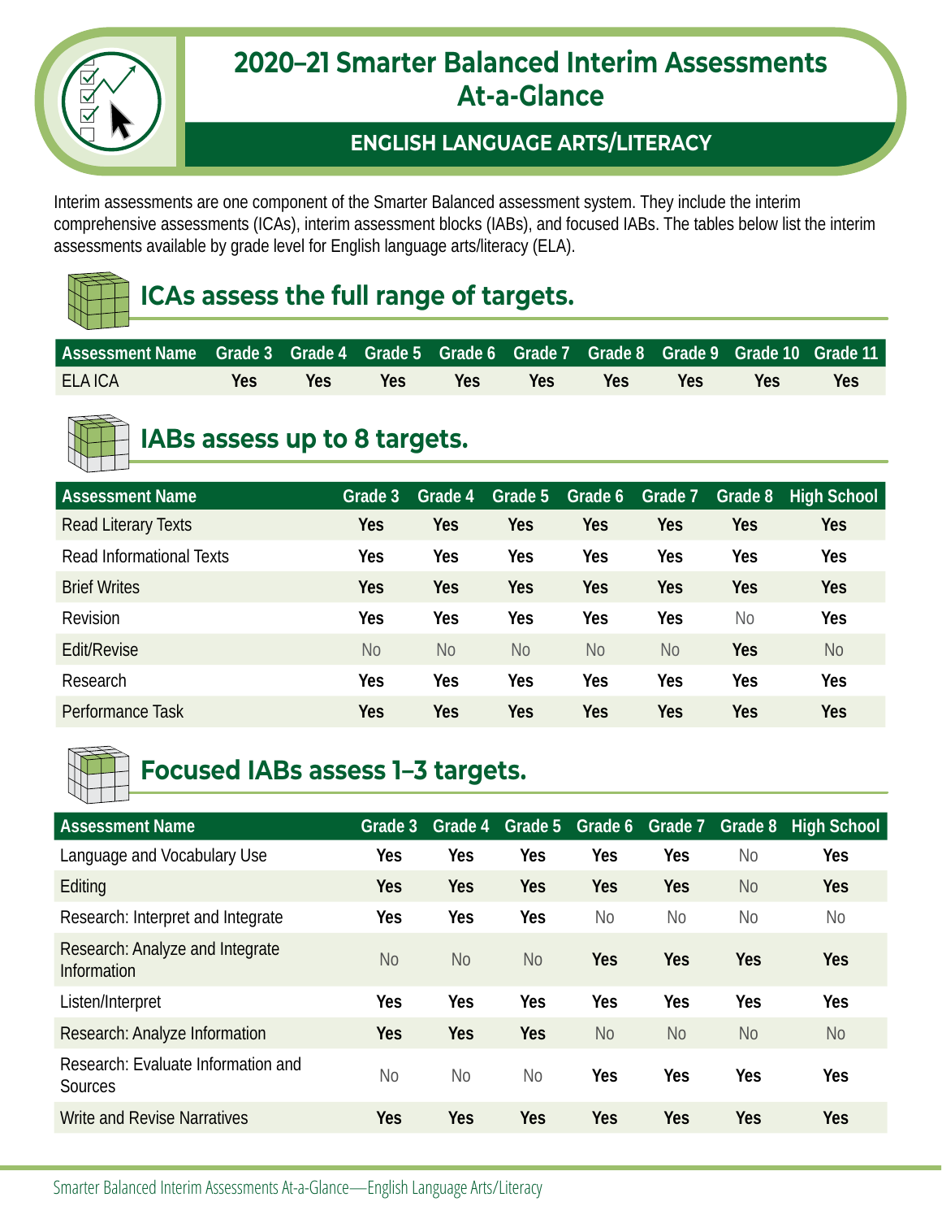# 2020–21 Smarter Balanced Interim Assessments At-a-Glance

## ENGLISH LANGUAGE ARTS/LITERACY

Interim assessments are one component of the Smarter Balanced assessment system. They include the interim comprehensive assessments (ICAs), interim assessment blocks (IABs), and focused IABs. The tables below list the interim assessments available by grade level for English language arts/literacy (ELA).

## ICAs assess the full range of targets.

| Assessment Name | Grade 3 | Grade 4 | Grade 5 | Grade 6 | Grade 7 | Grade 8 | Grade 9 | Grade 10 | Grade 11 |
|---|---|---|---|---|---|---|---|---|---|
| ELA ICA | **Yes** | **Yes** | **Yes** | **Yes** | **Yes** | **Yes** | **Yes** | **Yes** | **Yes** |

## IABs assess up to 8 targets.

| Assessment Name | Grade 3 | Grade 4 | Grade 5 | Grade 6 | Grade 7 | Grade 8 | High School |
|---|---|---|---|---|---|---|---|
| Read Literary Texts | **Yes** | **Yes** | **Yes** | **Yes** | **Yes** | **Yes** | **Yes** |
| Read Informational Texts | **Yes** | **Yes** | **Yes** | **Yes** | **Yes** | **Yes** | **Yes** |
| Brief Writes | **Yes** | **Yes** | **Yes** | **Yes** | **Yes** | **Yes** | **Yes** |
| Revision | **Yes** | **Yes** | **Yes** | **Yes** | **Yes** | No | **Yes** |
| Edit/Revise | No | No | No | No | No | **Yes** | No |
| Research | **Yes** | **Yes** | **Yes** | **Yes** | **Yes** | **Yes** | **Yes** |
| Performance Task | **Yes** | **Yes** | **Yes** | **Yes** | **Yes** | **Yes** | **Yes** |

## Focused IABs assess 1–3 targets.

| Assessment Name | Grade 3 | Grade 4 | Grade 5 | Grade 6 | Grade 7 | Grade 8 | High School |
|---|---|---|---|---|---|---|---|
| Language and Vocabulary Use | **Yes** | **Yes** | **Yes** | **Yes** | **Yes** | No | **Yes** |
| Editing | **Yes** | **Yes** | **Yes** | **Yes** | **Yes** | No | **Yes** |
| Research: Interpret and Integrate | **Yes** | **Yes** | **Yes** | No | No | No | No |
| Research: Analyze and Integrate Information | No | No | No | **Yes** | **Yes** | **Yes** | **Yes** |
| Listen/Interpret | **Yes** | **Yes** | **Yes** | **Yes** | **Yes** | **Yes** | **Yes** |
| Research: Analyze Information | **Yes** | **Yes** | **Yes** | No | No | No | No |
| Research: Evaluate Information and Sources | No | No | No | **Yes** | **Yes** | **Yes** | **Yes** |
| Write and Revise Narratives | **Yes** | **Yes** | **Yes** | **Yes** | **Yes** | **Yes** | **Yes** |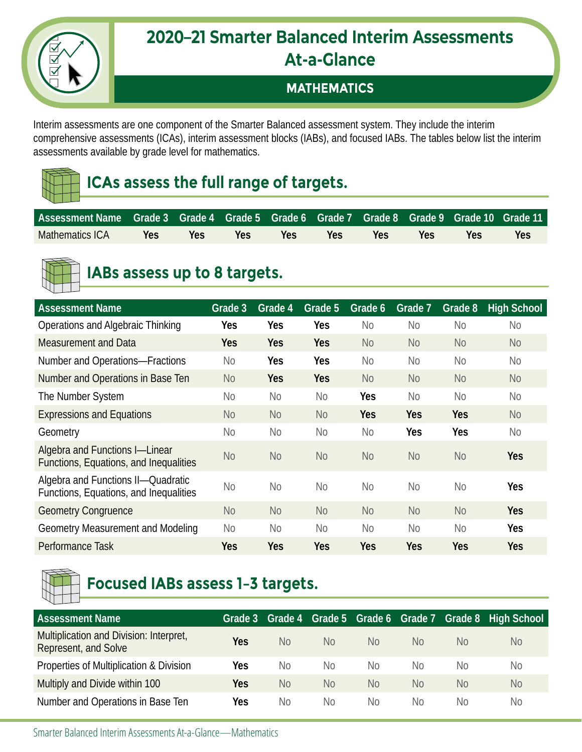# 2020–21 Smarter Balanced Interim Assessments At-a-Glance

## MATHEMATICS

Interim assessments are one component of the Smarter Balanced assessment system. They include the interim comprehensive assessments (ICAs), interim assessment blocks (IABs), and focused IABs. The tables below list the interim assessments available by grade level for mathematics.

## ICAs assess the full range of targets.

| Assessment Name | Grade 3 | Grade 4 | Grade 5 | Grade 6 | Grade 7 | Grade 8 | Grade 9 | Grade 10 | Grade 11 |
|---|---|---|---|---|---|---|---|---|---|
| Mathematics ICA | **Yes** | **Yes** | **Yes** | **Yes** | **Yes** | **Yes** | **Yes** | **Yes** | **Yes** |

## IABs assess up to 8 targets.

| Assessment Name | Grade 3 | Grade 4 | Grade 5 | Grade 6 | Grade 7 | Grade 8 | High School |
|---|---|---|---|---|---|---|---|
| Operations and Algebraic Thinking | **Yes** | **Yes** | **Yes** | No | No | No | No |
| Measurement and Data | **Yes** | **Yes** | **Yes** | No | No | No | No |
| Number and Operations—Fractions | No | **Yes** | **Yes** | No | No | No | No |
| Number and Operations in Base Ten | No | **Yes** | **Yes** | No | No | No | No |
| The Number System | No | No | No | **Yes** | No | No | No |
| Expressions and Equations | No | No | No | **Yes** | **Yes** | **Yes** | No |
| Geometry | No | No | No | No | **Yes** | **Yes** | No |
| Algebra and Functions I—Linear Functions, Equations, and Inequalities | No | No | No | No | No | No | **Yes** |
| Algebra and Functions II—Quadratic Functions, Equations, and Inequalities | No | No | No | No | No | No | **Yes** |
| Geometry Congruence | No | No | No | No | No | No | **Yes** |
| Geometry Measurement and Modeling | No | No | No | No | No | No | **Yes** |
| Performance Task | **Yes** | **Yes** | **Yes** | **Yes** | **Yes** | **Yes** | **Yes** |

## Focused IABs assess 1–3 targets.

| Assessment Name | Grade 3 | Grade 4 | Grade 5 | Grade 6 | Grade 7 | Grade 8 | High School |
|---|---|---|---|---|---|---|---|
| Multiplication and Division: Interpret, Represent, and Solve | **Yes** | No | No | No | No | No | No |
| Properties of Multiplication & Division | **Yes** | No | No | No | No | No | No |
| Multiply and Divide within 100 | **Yes** | No | No | No | No | No | No |
| Number and Operations in Base Ten | **Yes** | No | No | No | No | No | No |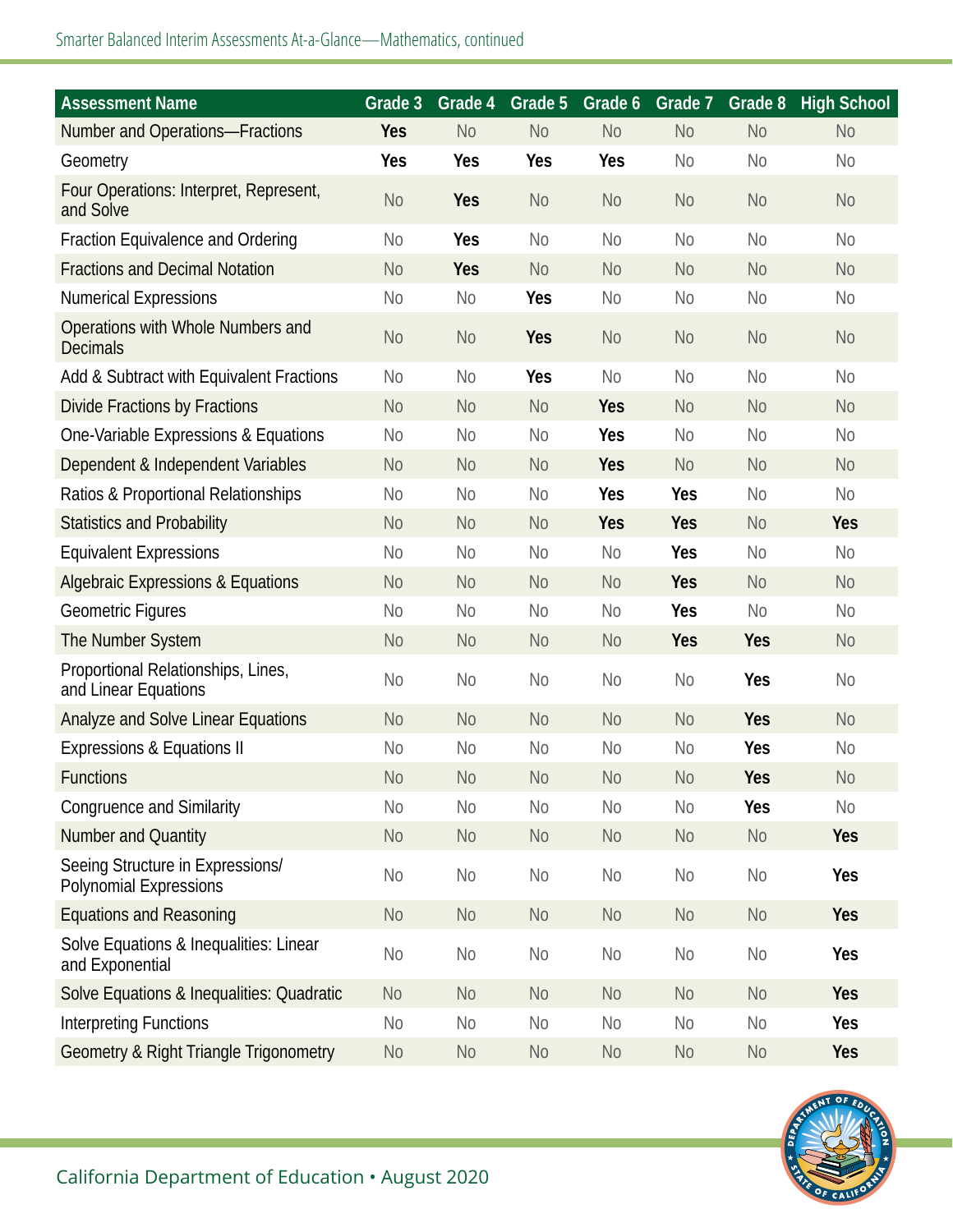| Assessment Name | Grade 3 | Grade 4 | Grade 5 | Grade 6 | Grade 7 | Grade 8 | High School |
|---|---|---|---|---|---|---|---|
| Number and Operations—Fractions | **Yes** | No | No | No | No | No | No |
| Geometry | **Yes** | **Yes** | **Yes** | **Yes** | No | No | No |
| Four Operations: Interpret, Represent, and Solve | No | **Yes** | No | No | No | No | No |
| Fraction Equivalence and Ordering | No | **Yes** | No | No | No | No | No |
| Fractions and Decimal Notation | No | **Yes** | No | No | No | No | No |
| Numerical Expressions | No | No | **Yes** | No | No | No | No |
| Operations with Whole Numbers and Decimals | No | No | **Yes** | No | No | No | No |
| Add & Subtract with Equivalent Fractions | No | No | **Yes** | No | No | No | No |
| Divide Fractions by Fractions | No | No | No | **Yes** | No | No | No |
| One-Variable Expressions & Equations | No | No | No | **Yes** | No | No | No |
| Dependent & Independent Variables | No | No | No | **Yes** | No | No | No |
| Ratios & Proportional Relationships | No | No | No | **Yes** | **Yes** | No | No |
| Statistics and Probability | No | No | No | **Yes** | **Yes** | No | **Yes** |
| Equivalent Expressions | No | No | No | No | **Yes** | No | No |
| Algebraic Expressions & Equations | No | No | No | No | **Yes** | No | No |
| Geometric Figures | No | No | No | No | **Yes** | No | No |
| The Number System | No | No | No | No | **Yes** | **Yes** | No |
| Proportional Relationships, Lines, and Linear Equations | No | No | No | No | No | **Yes** | No |
| Analyze and Solve Linear Equations | No | No | No | No | No | **Yes** | No |
| Expressions & Equations II | No | No | No | No | No | **Yes** | No |
| Functions | No | No | No | No | No | **Yes** | No |
| Congruence and Similarity | No | No | No | No | No | **Yes** | No |
| Number and Quantity | No | No | No | No | No | No | **Yes** |
| Seeing Structure in Expressions/ Polynomial Expressions | No | No | No | No | No | No | **Yes** |
| Equations and Reasoning | No | No | No | No | No | No | **Yes** |
| Solve Equations & Inequalities: Linear and Exponential | No | No | No | No | No | No | **Yes** |
| Solve Equations & Inequalities: Quadratic | No | No | No | No | No | No | **Yes** |
| Interpreting Functions | No | No | No | No | No | No | **Yes** |
| Geometry & Right Triangle Trigonometry | No | No | No | No | No | No | **Yes** |